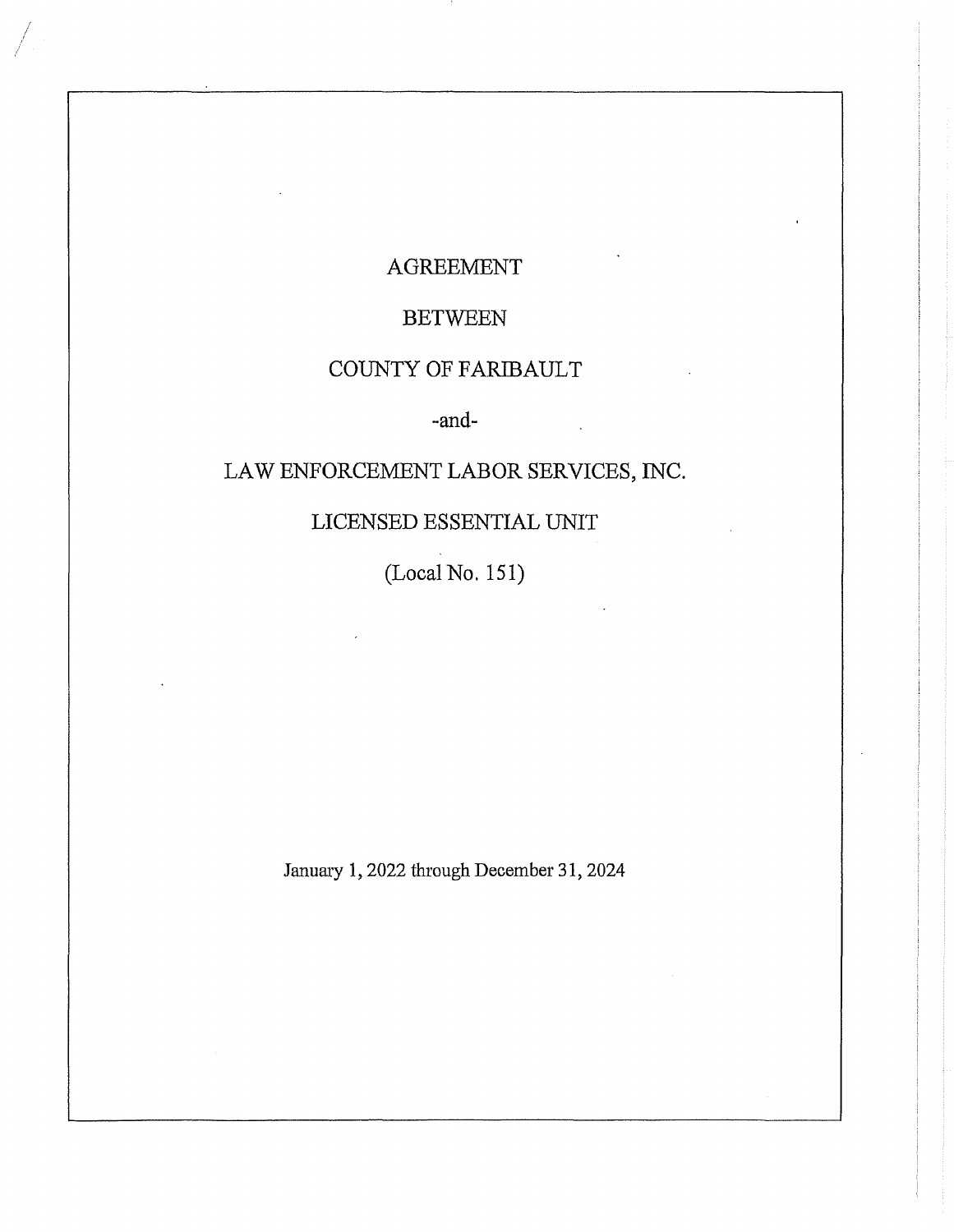# AGREEMENT

## BETWEEN

## COUNTY OF FARIBAULT

-and-

## LAW ENFORCEMENT LABOR SERVICES, INC.

## LICENSED ESSENTIAL UNIT

(Local No. 151)

January 1, 2022 through December 31, 2024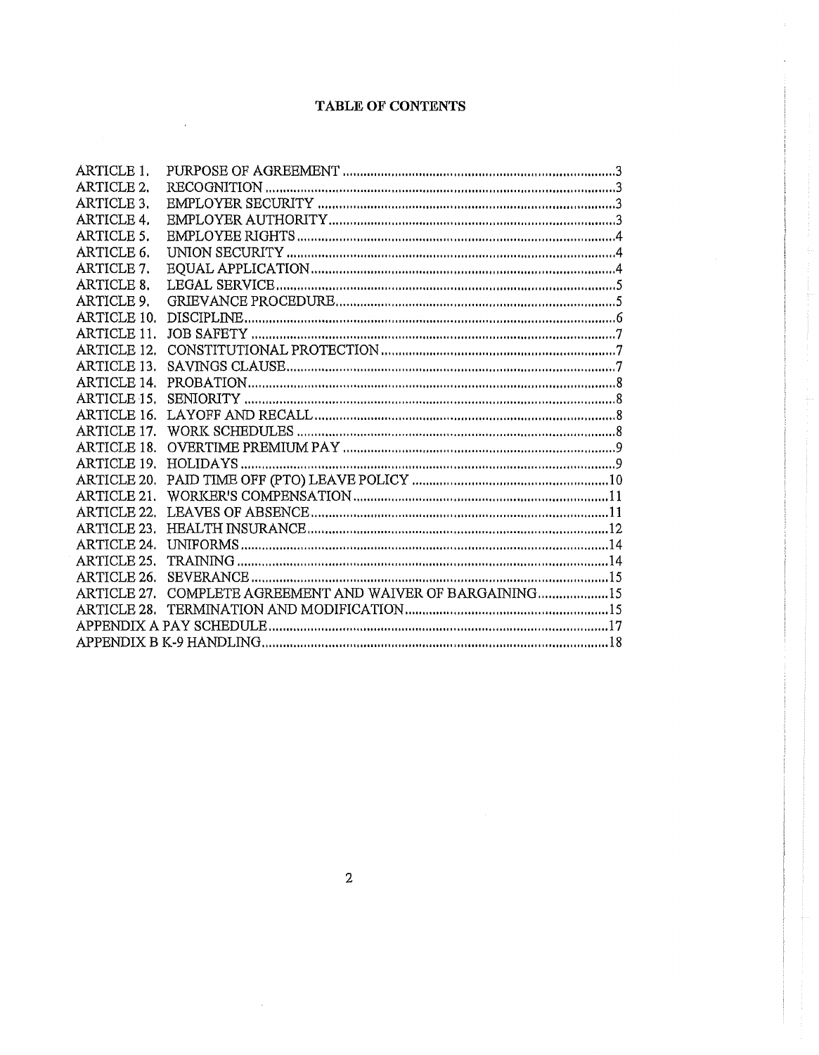**TABLE OF CONTENTS**

| | | |
|---|---|---|
| ARTICLE 1. | PURPOSE OF AGREEMENT | 3 |
| ARTICLE 2. | RECOGNITION | 3 |
| ARTICLE 3. | EMPLOYER SECURITY | 3 |
| ARTICLE 4. | EMPLOYER AUTHORITY | 3 |
| ARTICLE 5. | EMPLOYEE RIGHTS | 4 |
| ARTICLE 6. | UNION SECURITY | 4 |
| ARTICLE 7. | EQUAL APPLICATION | 4 |
| ARTICLE 8. | LEGAL SERVICE | 5 |
| ARTICLE 9. | GRIEVANCE PROCEDURE | 5 |
| ARTICLE 10. | DISCIPLINE | 6 |
| ARTICLE 11. | JOB SAFETY | 7 |
| ARTICLE 12. | CONSTITUTIONAL PROTECTION | 7 |
| ARTICLE 13. | SAVINGS CLAUSE | 7 |
| ARTICLE 14. | PROBATION | 8 |
| ARTICLE 15. | SENIORITY | 8 |
| ARTICLE 16. | LAYOFF AND RECALL | 8 |
| ARTICLE 17. | WORK SCHEDULES | 8 |
| ARTICLE 18. | OVERTIME PREMIUM PAY | 9 |
| ARTICLE 19. | HOLIDAYS | 9 |
| ARTICLE 20. | PAID TIME OFF (PTO) LEAVE POLICY | 10 |
| ARTICLE 21. | WORKER'S COMPENSATION | 11 |
| ARTICLE 22. | LEAVES OF ABSENCE | 11 |
| ARTICLE 23. | HEALTH INSURANCE | 12 |
| ARTICLE 24. | UNIFORMS | 14 |
| ARTICLE 25. | TRAINING | 14 |
| ARTICLE 26. | SEVERANCE | 15 |
| ARTICLE 27. | COMPLETE AGREEMENT AND WAIVER OF BARGAINING | 15 |
| ARTICLE 28. | TERMINATION AND MODIFICATION | 15 |
| APPENDIX A PAY SCHEDULE | | 17 |
| APPENDIX B K-9 HANDLING | | 18 |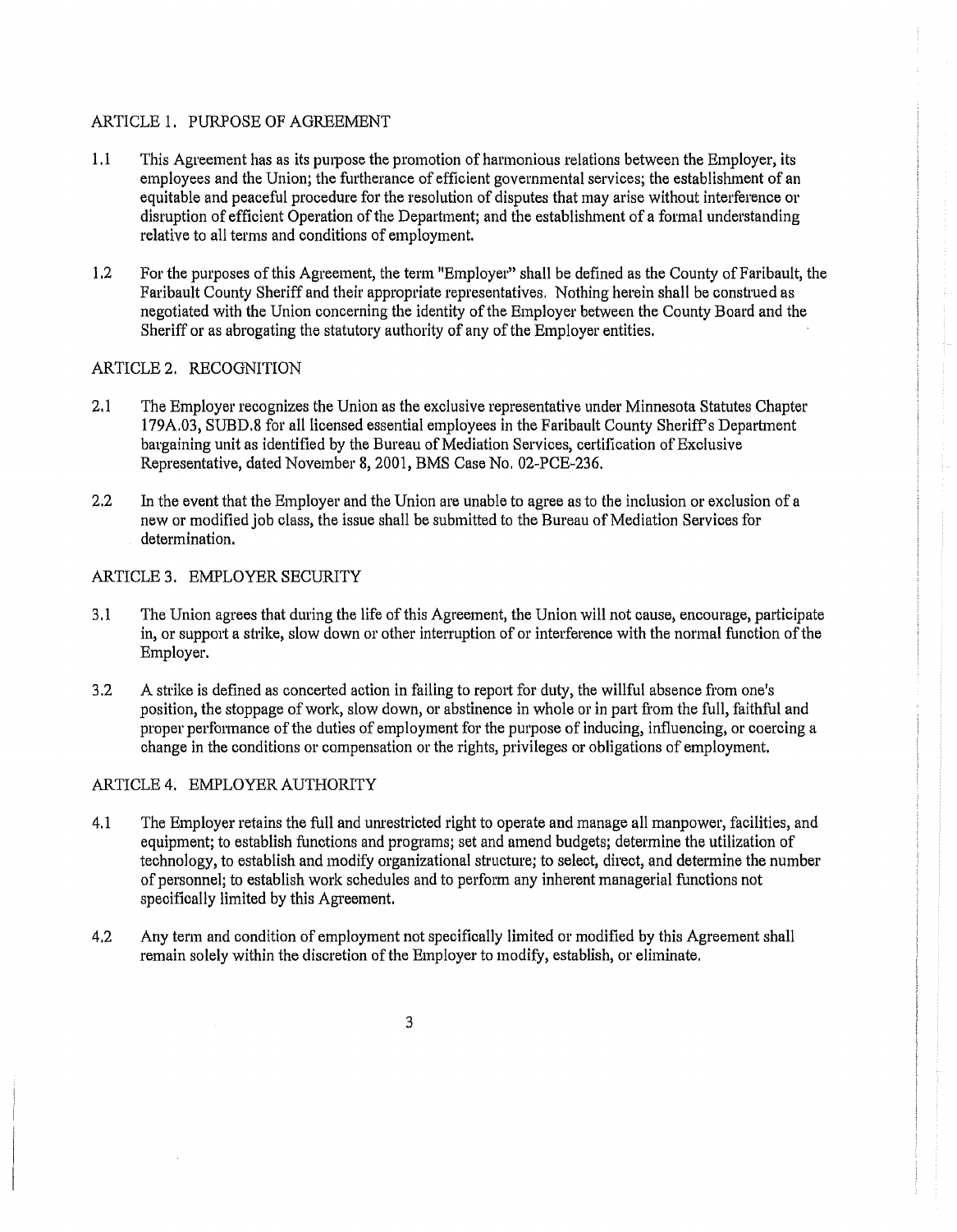## ARTICLE 1. PURPOSE OF AGREEMENT

1.1 This Agreement has as its purpose the promotion of harmonious relations between the Employer, its employees and the Union; the furtherance of efficient governmental services; the establishment of an equitable and peaceful procedure for the resolution of disputes that may arise without interference or disruption of efficient Operation of the Department; and the establishment of a formal understanding relative to all terms and conditions of employment.

1.2 For the purposes of this Agreement, the term "Employer" shall be defined as the County of Faribault, the Faribault County Sheriff and their appropriate representatives. Nothing herein shall be construed as negotiated with the Union concerning the identity of the Employer between the County Board and the Sheriff or as abrogating the statutory authority of any of the Employer entities.

## ARTICLE 2. RECOGNITION

2.1 The Employer recognizes the Union as the exclusive representative under Minnesota Statutes Chapter 179A.03, SUBD.8 for all licensed essential employees in the Faribault County Sheriff's Department bargaining unit as identified by the Bureau of Mediation Services, certification of Exclusive Representative, dated November 8, 2001, BMS Case No. 02-PCE-236.

2.2 In the event that the Employer and the Union are unable to agree as to the inclusion or exclusion of a new or modified job class, the issue shall be submitted to the Bureau of Mediation Services for determination.

## ARTICLE 3. EMPLOYER SECURITY

3.1 The Union agrees that during the life of this Agreement, the Union will not cause, encourage, participate in, or support a strike, slow down or other interruption of or interference with the normal function of the Employer.

3.2 A strike is defined as concerted action in failing to report for duty, the willful absence from one's position, the stoppage of work, slow down, or abstinence in whole or in part from the full, faithful and proper performance of the duties of employment for the purpose of inducing, influencing, or coercing a change in the conditions or compensation or the rights, privileges or obligations of employment.

## ARTICLE 4. EMPLOYER AUTHORITY

4.1 The Employer retains the full and unrestricted right to operate and manage all manpower, facilities, and equipment; to establish functions and programs; set and amend budgets; determine the utilization of technology, to establish and modify organizational structure; to select, direct, and determine the number of personnel; to establish work schedules and to perform any inherent managerial functions not specifically limited by this Agreement.

4.2 Any term and condition of employment not specifically limited or modified by this Agreement shall remain solely within the discretion of the Employer to modify, establish, or eliminate.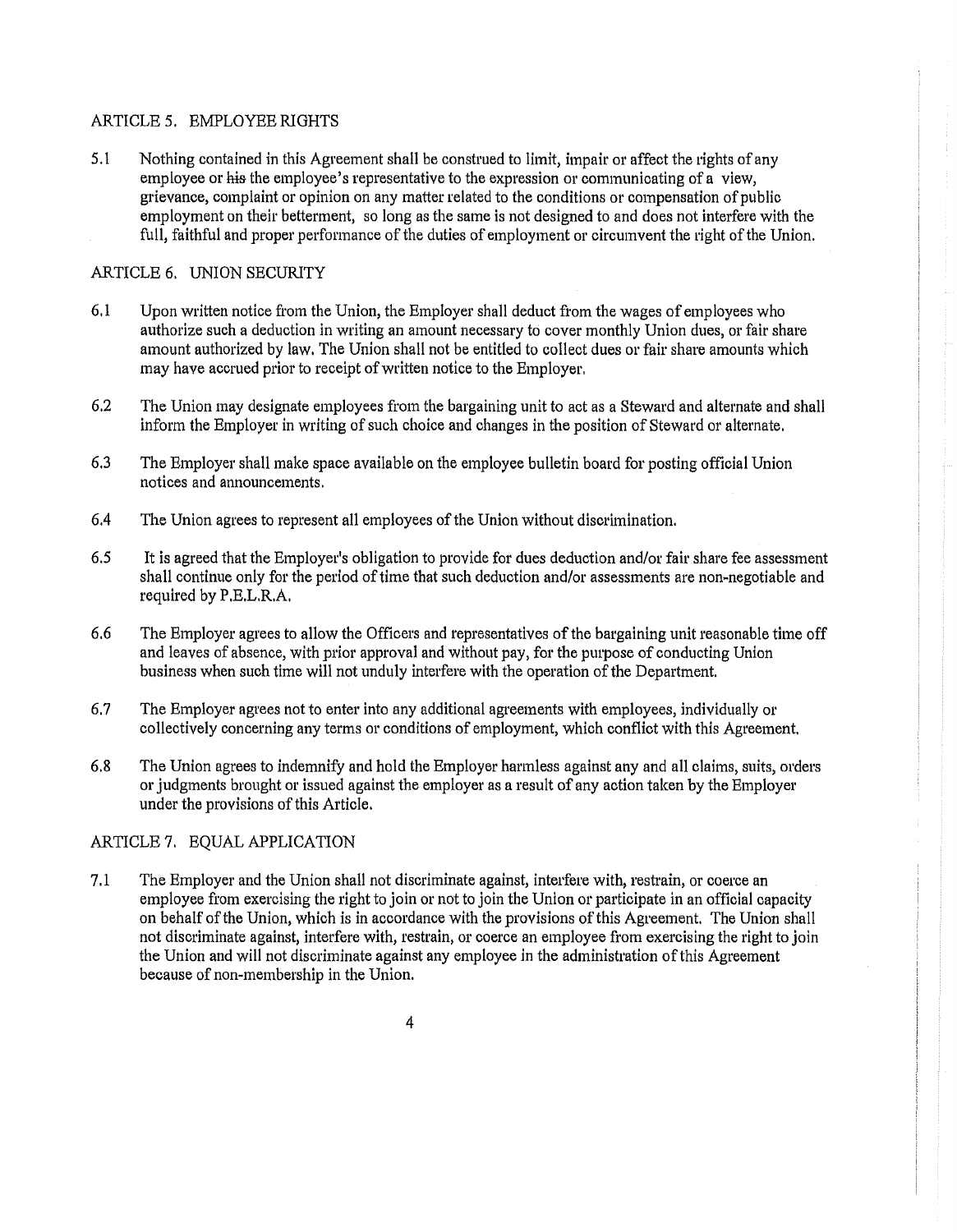## ARTICLE 5. EMPLOYEE RIGHTS

5.1 Nothing contained in this Agreement shall be construed to limit, impair or affect the rights of any employee or ~~his~~ the employee's representative to the expression or communicating of a view, grievance, complaint or opinion on any matter related to the conditions or compensation of public employment on their betterment, so long as the same is not designed to and does not interfere with the full, faithful and proper performance of the duties of employment or circumvent the right of the Union.

## ARTICLE 6. UNION SECURITY

6.1 Upon written notice from the Union, the Employer shall deduct from the wages of employees who authorize such a deduction in writing an amount necessary to cover monthly Union dues, or fair share amount authorized by law. The Union shall not be entitled to collect dues or fair share amounts which may have accrued prior to receipt of written notice to the Employer.

6.2 The Union may designate employees from the bargaining unit to act as a Steward and alternate and shall inform the Employer in writing of such choice and changes in the position of Steward or alternate.

6.3 The Employer shall make space available on the employee bulletin board for posting official Union notices and announcements.

6.4 The Union agrees to represent all employees of the Union without discrimination.

6.5 It is agreed that the Employer's obligation to provide for dues deduction and/or fair share fee assessment shall continue only for the period of time that such deduction and/or assessments are non-negotiable and required by P.E.L.R.A.

6.6 The Employer agrees to allow the Officers and representatives of the bargaining unit reasonable time off and leaves of absence, with prior approval and without pay, for the purpose of conducting Union business when such time will not unduly interfere with the operation of the Department.

6.7 The Employer agrees not to enter into any additional agreements with employees, individually or collectively concerning any terms or conditions of employment, which conflict with this Agreement.

6.8 The Union agrees to indemnify and hold the Employer harmless against any and all claims, suits, orders or judgments brought or issued against the employer as a result of any action taken by the Employer under the provisions of this Article.

## ARTICLE 7. EQUAL APPLICATION

7.1 The Employer and the Union shall not discriminate against, interfere with, restrain, or coerce an employee from exercising the right to join or not to join the Union or participate in an official capacity on behalf of the Union, which is in accordance with the provisions of this Agreement. The Union shall not discriminate against, interfere with, restrain, or coerce an employee from exercising the right to join the Union and will not discriminate against any employee in the administration of this Agreement because of non-membership in the Union.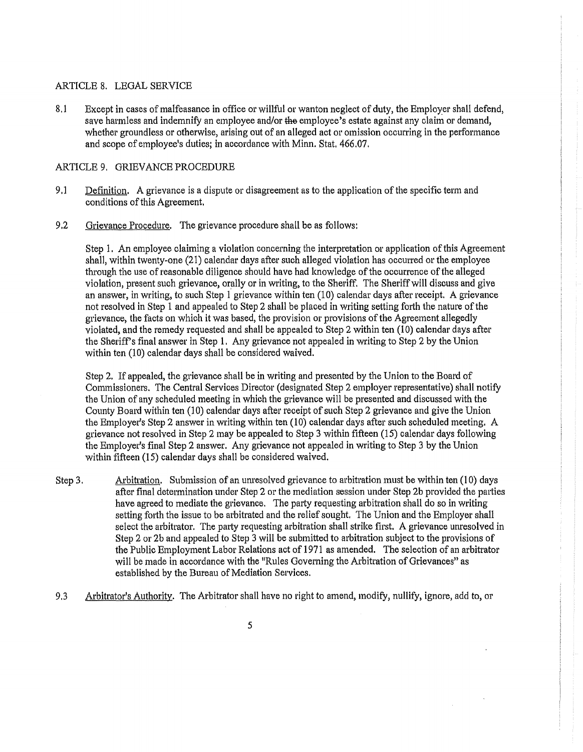## ARTICLE 8. LEGAL SERVICE

8.1 Except in cases of malfeasance in office or willful or wanton neglect of duty, the Employer shall defend, save harmless and indemnify an employee and/or ~~the~~ employee's estate against any claim or demand, whether groundless or otherwise, arising out of an alleged act or omission occurring in the performance and scope of employee's duties; in accordance with Minn. Stat. 466.07.

## ARTICLE 9. GRIEVANCE PROCEDURE

9.1 Definition. A grievance is a dispute or disagreement as to the application of the specific term and conditions of this Agreement.

9.2 Grievance Procedure. The grievance procedure shall be as follows:

Step 1. An employee claiming a violation concerning the interpretation or application of this Agreement shall, within twenty-one (21) calendar days after such alleged violation has occurred or the employee through the use of reasonable diligence should have had knowledge of the occurrence of the alleged violation, present such grievance, orally or in writing, to the Sheriff. The Sheriff will discuss and give an answer, in writing, to such Step 1 grievance within ten (10) calendar days after receipt. A grievance not resolved in Step 1 and appealed to Step 2 shall be placed in writing setting forth the nature of the grievance, the facts on which it was based, the provision or provisions of the Agreement allegedly violated, and the remedy requested and shall be appealed to Step 2 within ten (10) calendar days after the Sheriff's final answer in Step 1. Any grievance not appealed in writing to Step 2 by the Union within ten (10) calendar days shall be considered waived.

Step 2. If appealed, the grievance shall be in writing and presented by the Union to the Board of Commissioners. The Central Services Director (designated Step 2 employer representative) shall notify the Union of any scheduled meeting in which the grievance will be presented and discussed with the County Board within ten (10) calendar days after receipt of such Step 2 grievance and give the Union the Employer's Step 2 answer in writing within ten (10) calendar days after such scheduled meeting. A grievance not resolved in Step 2 may be appealed to Step 3 within fifteen (15) calendar days following the Employer's final Step 2 answer. Any grievance not appealed in writing to Step 3 by the Union within fifteen (15) calendar days shall be considered waived.

Step 3. Arbitration. Submission of an unresolved grievance to arbitration must be within ten (10) days after final determination under Step 2 or the mediation session under Step 2b provided the parties have agreed to mediate the grievance. The party requesting arbitration shall do so in writing setting forth the issue to be arbitrated and the relief sought. The Union and the Employer shall select the arbitrator. The party requesting arbitration shall strike first. A grievance unresolved in Step 2 or 2b and appealed to Step 3 will be submitted to arbitration subject to the provisions of the Public Employment Labor Relations act of 1971 as amended. The selection of an arbitrator will be made in accordance with the "Rules Governing the Arbitration of Grievances" as established by the Bureau of Mediation Services.

9.3 Arbitrator's Authority. The Arbitrator shall have no right to amend, modify, nullify, ignore, add to, or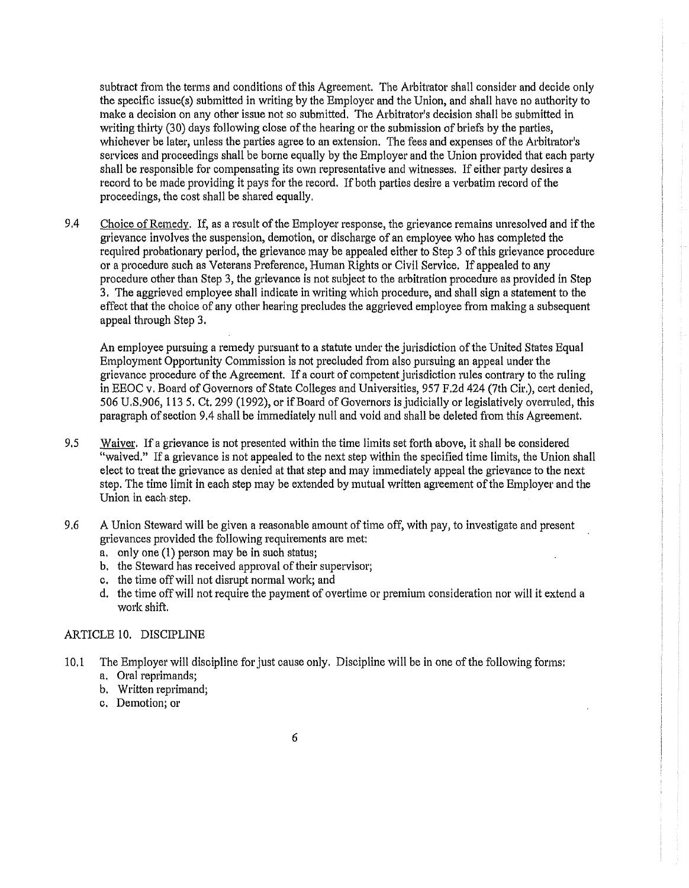subtract from the terms and conditions of this Agreement. The Arbitrator shall consider and decide only the specific issue(s) submitted in writing by the Employer and the Union, and shall have no authority to make a decision on any other issue not so submitted. The Arbitrator's decision shall be submitted in writing thirty (30) days following close of the hearing or the submission of briefs by the parties, whichever be later, unless the parties agree to an extension. The fees and expenses of the Arbitrator's services and proceedings shall be borne equally by the Employer and the Union provided that each party shall be responsible for compensating its own representative and witnesses. If either party desires a record to be made providing it pays for the record. If both parties desire a verbatim record of the proceedings, the cost shall be shared equally.

9.4 Choice of Remedy. If, as a result of the Employer response, the grievance remains unresolved and if the grievance involves the suspension, demotion, or discharge of an employee who has completed the required probationary period, the grievance may be appealed either to Step 3 of this grievance procedure or a procedure such as Veterans Preference, Human Rights or Civil Service. If appealed to any procedure other than Step 3, the grievance is not subject to the arbitration procedure as provided in Step 3. The aggrieved employee shall indicate in writing which procedure, and shall sign a statement to the effect that the choice of any other hearing precludes the aggrieved employee from making a subsequent appeal through Step 3.

An employee pursuing a remedy pursuant to a statute under the jurisdiction of the United States Equal Employment Opportunity Commission is not precluded from also pursuing an appeal under the grievance procedure of the Agreement. If a court of competent jurisdiction rules contrary to the ruling in EEOC v. Board of Governors of State Colleges and Universities, 957 F.2d 424 (7th Cir.), cert denied, 506 U.S.906, 113 5. Ct. 299 (1992), or if Board of Governors is judicially or legislatively overruled, this paragraph of section 9.4 shall be immediately null and void and shall be deleted from this Agreement.

9.5 Waiver. If a grievance is not presented within the time limits set forth above, it shall be considered "waived." If a grievance is not appealed to the next step within the specified time limits, the Union shall elect to treat the grievance as denied at that step and may immediately appeal the grievance to the next step. The time limit in each step may be extended by mutual written agreement of the Employer and the Union in each step.

9.6 A Union Steward will be given a reasonable amount of time off, with pay, to investigate and present grievances provided the following requirements are met:

a. only one (1) person may be in such status;
b. the Steward has received approval of their supervisor;
c. the time off will not disrupt normal work; and
d. the time off will not require the payment of overtime or premium consideration nor will it extend a work shift.

## ARTICLE 10. DISCIPLINE

10.1 The Employer will discipline for just cause only. Discipline will be in one of the following forms:

a. Oral reprimands;
b. Written reprimand;
c. Demotion; or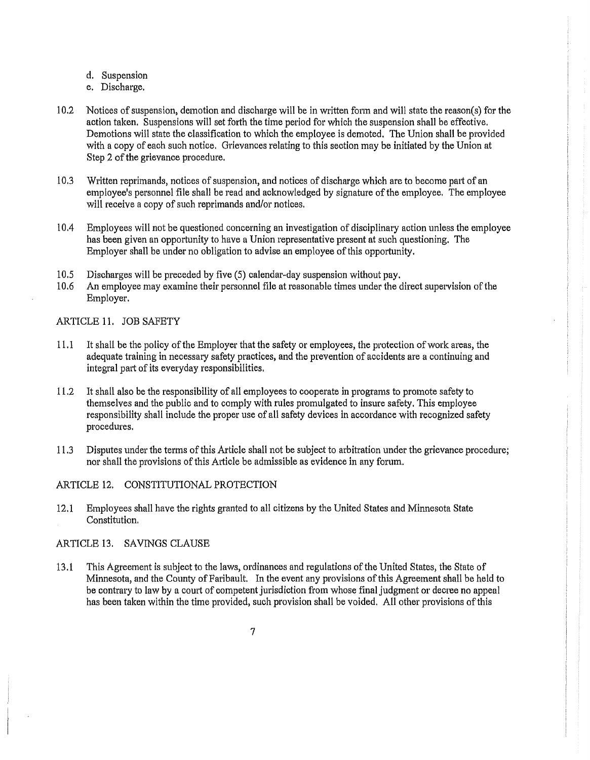d. Suspension
e. Discharge.

10.2 Notices of suspension, demotion and discharge will be in written form and will state the reason(s) for the action taken. Suspensions will set forth the time period for which the suspension shall be effective. Demotions will state the classification to which the employee is demoted. The Union shall be provided with a copy of each such notice. Grievances relating to this section may be initiated by the Union at Step 2 of the grievance procedure.

10.3 Written reprimands, notices of suspension, and notices of discharge which are to become part of an employee's personnel file shall be read and acknowledged by signature of the employee. The employee will receive a copy of such reprimands and/or notices.

10.4 Employees will not be questioned concerning an investigation of disciplinary action unless the employee has been given an opportunity to have a Union representative present at such questioning. The Employer shall be under no obligation to advise an employee of this opportunity.

10.5 Discharges will be preceded by five (5) calendar-day suspension without pay.

10.6 An employee may examine their personnel file at reasonable times under the direct supervision of the Employer.

## ARTICLE 11. JOB SAFETY

11.1 It shall be the policy of the Employer that the safety or employees, the protection of work areas, the adequate training in necessary safety practices, and the prevention of accidents are a continuing and integral part of its everyday responsibilities.

11.2 It shall also be the responsibility of all employees to cooperate in programs to promote safety to themselves and the public and to comply with rules promulgated to insure safety. This employee responsibility shall include the proper use of all safety devices in accordance with recognized safety procedures.

11.3 Disputes under the terms of this Article shall not be subject to arbitration under the grievance procedure; nor shall the provisions of this Article be admissible as evidence in any forum.

## ARTICLE 12. CONSTITUTIONAL PROTECTION

12.1 Employees shall have the rights granted to all citizens by the United States and Minnesota State Constitution.

## ARTICLE 13. SAVINGS CLAUSE

13.1 This Agreement is subject to the laws, ordinances and regulations of the United States, the State of Minnesota, and the County of Faribault. In the event any provisions of this Agreement shall be held to be contrary to law by a court of competent jurisdiction from whose final judgment or decree no appeal has been taken within the time provided, such provision shall be voided. All other provisions of this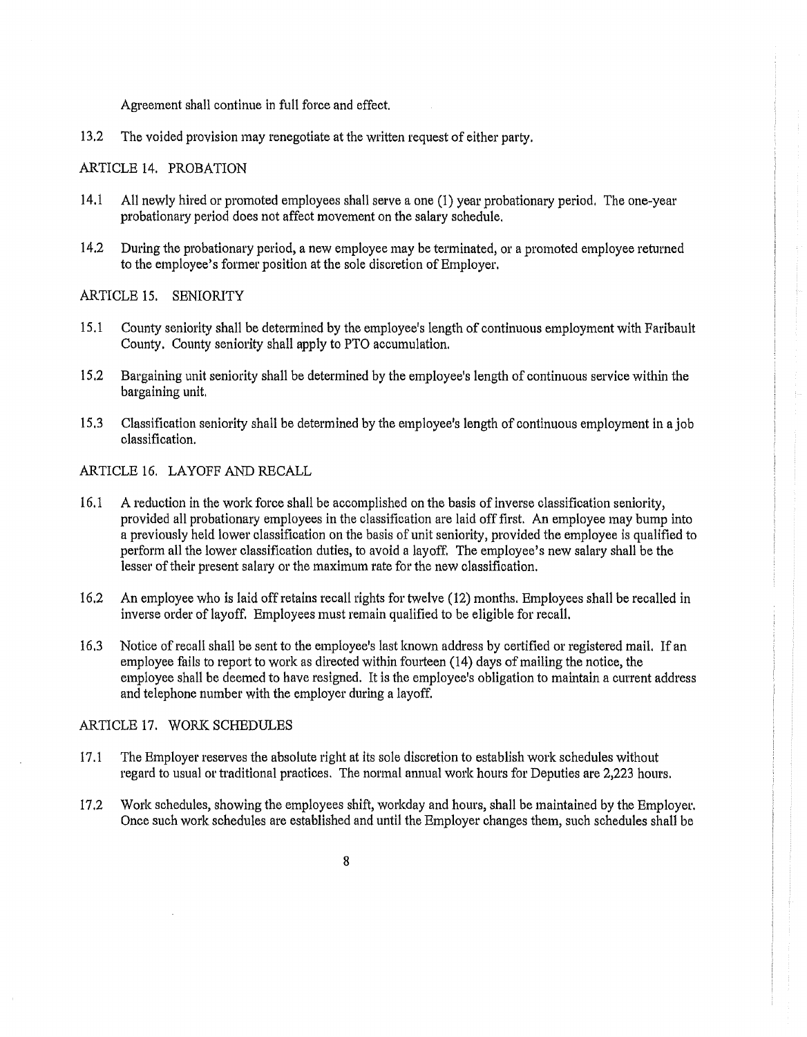Agreement shall continue in full force and effect.

13.2 The voided provision may renegotiate at the written request of either party.

## ARTICLE 14. PROBATION

14.1 All newly hired or promoted employees shall serve a one (1) year probationary period. The one-year probationary period does not affect movement on the salary schedule.

14.2 During the probationary period, a new employee may be terminated, or a promoted employee returned to the employee's former position at the sole discretion of Employer.

## ARTICLE 15. SENIORITY

15.1 County seniority shall be determined by the employee's length of continuous employment with Faribault County. County seniority shall apply to PTO accumulation.

15.2 Bargaining unit seniority shall be determined by the employee's length of continuous service within the bargaining unit.

15.3 Classification seniority shall be determined by the employee's length of continuous employment in a job classification.

## ARTICLE 16. LAYOFF AND RECALL

16.1 A reduction in the work force shall be accomplished on the basis of inverse classification seniority, provided all probationary employees in the classification are laid off first. An employee may bump into a previously held lower classification on the basis of unit seniority, provided the employee is qualified to perform all the lower classification duties, to avoid a layoff. The employee's new salary shall be the lesser of their present salary or the maximum rate for the new classification.

16.2 An employee who is laid off retains recall rights for twelve (12) months. Employees shall be recalled in inverse order of layoff. Employees must remain qualified to be eligible for recall.

16.3 Notice of recall shall be sent to the employee's last known address by certified or registered mail. If an employee fails to report to work as directed within fourteen (14) days of mailing the notice, the employee shall be deemed to have resigned. It is the employee's obligation to maintain a current address and telephone number with the employer during a layoff.

## ARTICLE 17. WORK SCHEDULES

17.1 The Employer reserves the absolute right at its sole discretion to establish work schedules without regard to usual or traditional practices. The normal annual work hours for Deputies are 2,223 hours.

17.2 Work schedules, showing the employees shift, workday and hours, shall be maintained by the Employer. Once such work schedules are established and until the Employer changes them, such schedules shall be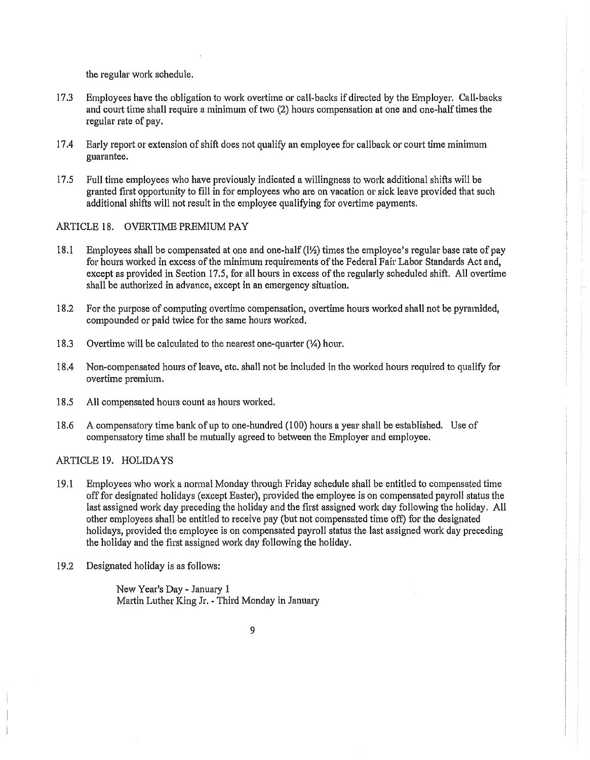the regular work schedule.

17.3 Employees have the obligation to work overtime or call-backs if directed by the Employer. Call-backs and court time shall require a minimum of two (2) hours compensation at one and one-half times the regular rate of pay.

17.4 Early report or extension of shift does not qualify an employee for callback or court time minimum guarantee.

17.5 Full time employees who have previously indicated a willingness to work additional shifts will be granted first opportunity to fill in for employees who are on vacation or sick leave provided that such additional shifts will not result in the employee qualifying for overtime payments.

## ARTICLE 18. OVERTIME PREMIUM PAY

18.1 Employees shall be compensated at one and one-half (1½) times the employee's regular base rate of pay for hours worked in excess of the minimum requirements of the Federal Fair Labor Standards Act and, except as provided in Section 17.5, for all hours in excess of the regularly scheduled shift. All overtime shall be authorized in advance, except in an emergency situation.

18.2 For the purpose of computing overtime compensation, overtime hours worked shall not be pyramided, compounded or paid twice for the same hours worked.

18.3 Overtime will be calculated to the nearest one-quarter (¼) hour.

18.4 Non-compensated hours of leave, etc. shall not be included in the worked hours required to qualify for overtime premium.

18.5 All compensated hours count as hours worked.

18.6 A compensatory time bank of up to one-hundred (100) hours a year shall be established. Use of compensatory time shall be mutually agreed to between the Employer and employee.

## ARTICLE 19. HOLIDAYS

19.1 Employees who work a normal Monday through Friday schedule shall be entitled to compensated time off for designated holidays (except Easter), provided the employee is on compensated payroll status the last assigned work day preceding the holiday and the first assigned work day following the holiday. All other employees shall be entitled to receive pay (but not compensated time off) for the designated holidays, provided the employee is on compensated payroll status the last assigned work day preceding the holiday and the first assigned work day following the holiday.

19.2 Designated holiday is as follows:

New Year's Day - January 1
Martin Luther King Jr. - Third Monday in January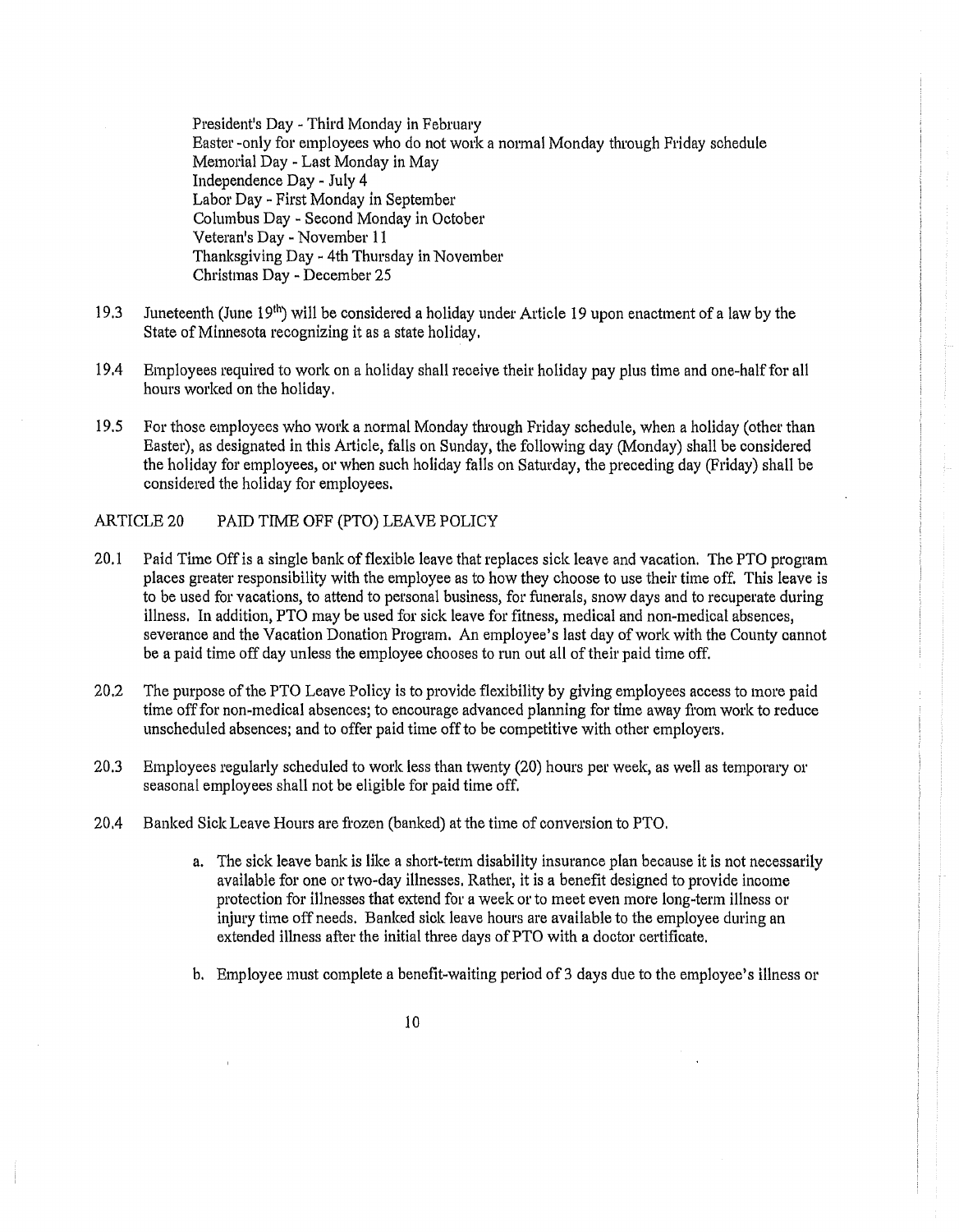President's Day - Third Monday in February
Easter -only for employees who do not work a normal Monday through Friday schedule
Memorial Day - Last Monday in May
Independence Day - July 4
Labor Day - First Monday in September
Columbus Day - Second Monday in October
Veteran's Day - November 11
Thanksgiving Day - 4th Thursday in November
Christmas Day - December 25

19.3 Juneteenth (June 19th) will be considered a holiday under Article 19 upon enactment of a law by the State of Minnesota recognizing it as a state holiday.

19.4 Employees required to work on a holiday shall receive their holiday pay plus time and one-half for all hours worked on the holiday.

19.5 For those employees who work a normal Monday through Friday schedule, when a holiday (other than Easter), as designated in this Article, falls on Sunday, the following day (Monday) shall be considered the holiday for employees, or when such holiday falls on Saturday, the preceding day (Friday) shall be considered the holiday for employees.

## ARTICLE 20 PAID TIME OFF (PTO) LEAVE POLICY

20.1 Paid Time Off is a single bank of flexible leave that replaces sick leave and vacation. The PTO program places greater responsibility with the employee as to how they choose to use their time off. This leave is to be used for vacations, to attend to personal business, for funerals, snow days and to recuperate during illness. In addition, PTO may be used for sick leave for fitness, medical and non-medical absences, severance and the Vacation Donation Program. An employee's last day of work with the County cannot be a paid time off day unless the employee chooses to run out all of their paid time off.

20.2 The purpose of the PTO Leave Policy is to provide flexibility by giving employees access to more paid time off for non-medical absences; to encourage advanced planning for time away from work to reduce unscheduled absences; and to offer paid time off to be competitive with other employers.

20.3 Employees regularly scheduled to work less than twenty (20) hours per week, as well as temporary or seasonal employees shall not be eligible for paid time off.

20.4 Banked Sick Leave Hours are frozen (banked) at the time of conversion to PTO.

a. The sick leave bank is like a short-term disability insurance plan because it is not necessarily available for one or two-day illnesses. Rather, it is a benefit designed to provide income protection for illnesses that extend for a week or to meet even more long-term illness or injury time off needs. Banked sick leave hours are available to the employee during an extended illness after the initial three days of PTO with a doctor certificate.

b. Employee must complete a benefit-waiting period of 3 days due to the employee's illness or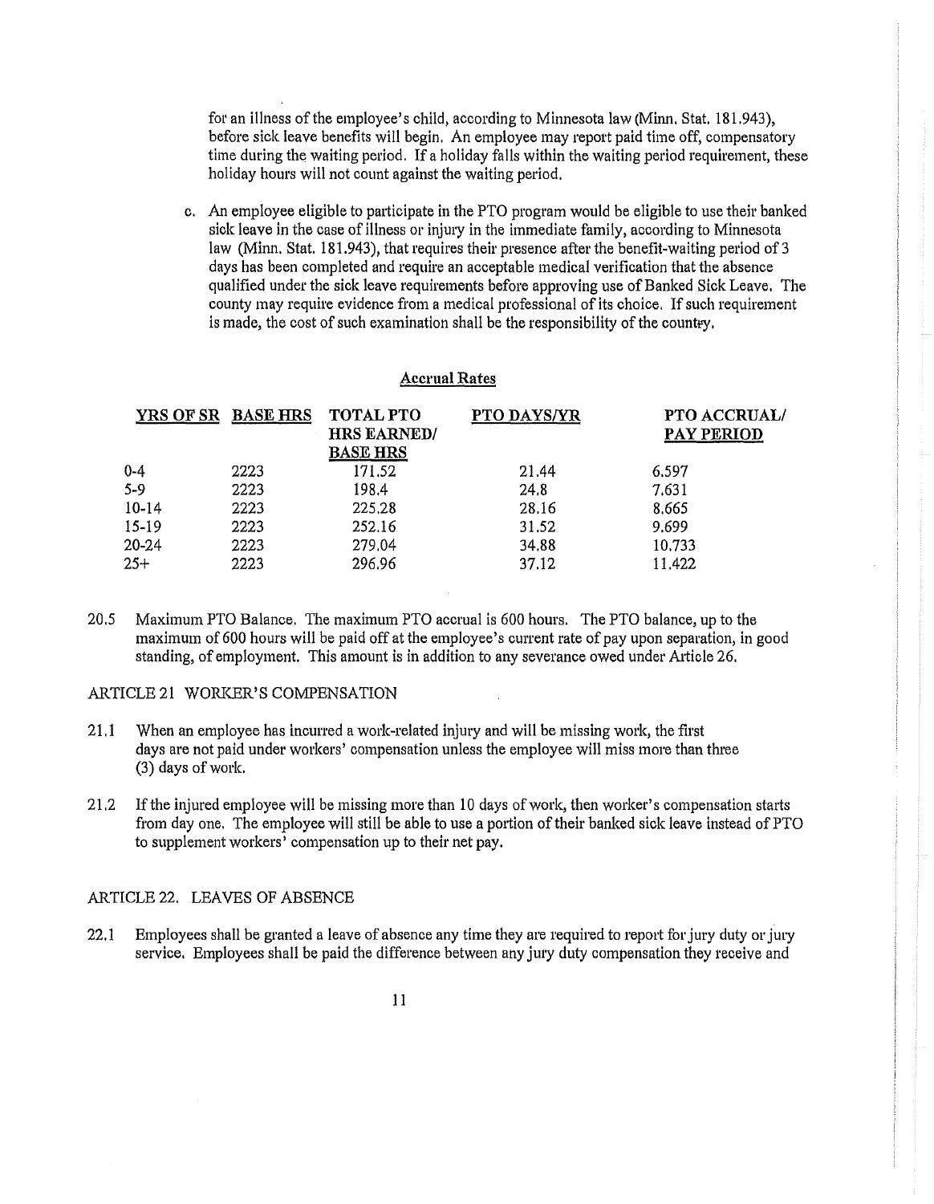for an illness of the employee's child, according to Minnesota law (Minn. Stat. 181.943), before sick leave benefits will begin. An employee may report paid time off, compensatory time during the waiting period. If a holiday falls within the waiting period requirement, these holiday hours will not count against the waiting period.

c. An employee eligible to participate in the PTO program would be eligible to use their banked sick leave in the case of illness or injury in the immediate family, according to Minnesota law (Minn. Stat. 181.943), that requires their presence after the benefit-waiting period of 3 days has been completed and require an acceptable medical verification that the absence qualified under the sick leave requirements before approving use of Banked Sick Leave. The county may require evidence from a medical professional of its choice. If such requirement is made, the cost of such examination shall be the responsibility of the country.

**Accrual Rates**

| YRS OF SR | BASE HRS | TOTAL PTO HRS EARNED/ BASE HRS | PTO DAYS/YR | PTO ACCRUAL/ PAY PERIOD |
|---|---|---|---|---|
| 0-4 | 2223 | 171.52 | 21.44 | 6.597 |
| 5-9 | 2223 | 198.4 | 24.8 | 7.631 |
| 10-14 | 2223 | 225.28 | 28.16 | 8.665 |
| 15-19 | 2223 | 252.16 | 31.52 | 9.699 |
| 20-24 | 2223 | 279.04 | 34.88 | 10.733 |
| 25+ | 2223 | 296.96 | 37.12 | 11.422 |

20.5 Maximum PTO Balance. The maximum PTO accrual is 600 hours. The PTO balance, up to the maximum of 600 hours will be paid off at the employee's current rate of pay upon separation, in good standing, of employment. This amount is in addition to any severance owed under Article 26.

## ARTICLE 21 WORKER'S COMPENSATION

21.1 When an employee has incurred a work-related injury and will be missing work, the first days are not paid under workers' compensation unless the employee will miss more than three (3) days of work.

21.2 If the injured employee will be missing more than 10 days of work, then worker's compensation starts from day one. The employee will still be able to use a portion of their banked sick leave instead of PTO to supplement workers' compensation up to their net pay.

## ARTICLE 22. LEAVES OF ABSENCE

22.1 Employees shall be granted a leave of absence any time they are required to report for jury duty or jury service. Employees shall be paid the difference between any jury duty compensation they receive and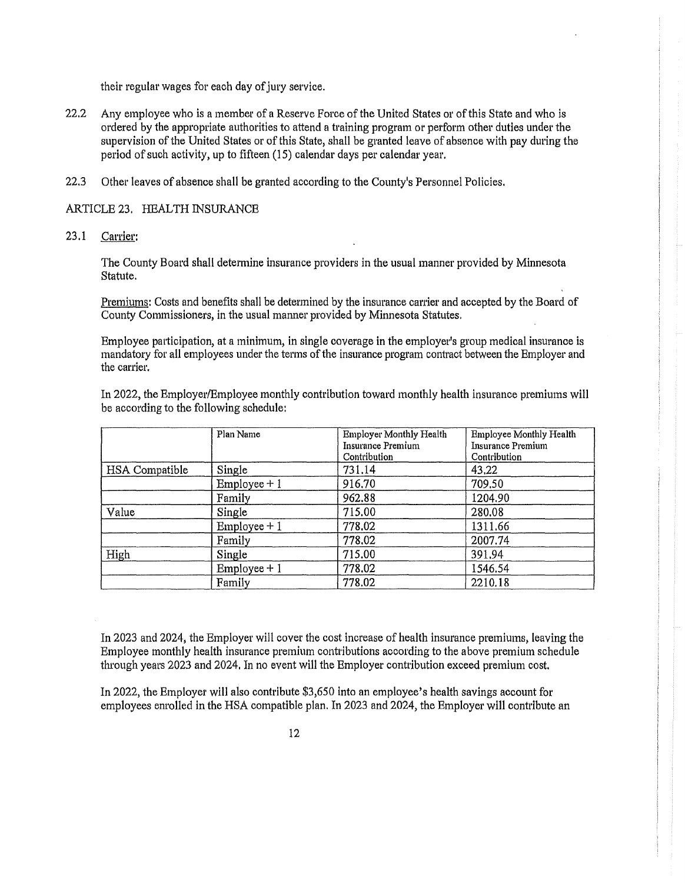their regular wages for each day of jury service.

22.2 Any employee who is a member of a Reserve Force of the United States or of this State and who is ordered by the appropriate authorities to attend a training program or perform other duties under the supervision of the United States or of this State, shall be granted leave of absence with pay during the period of such activity, up to fifteen (15) calendar days per calendar year.

22.3 Other leaves of absence shall be granted according to the County's Personnel Policies.

## ARTICLE 23. HEALTH INSURANCE

23.1 Carrier:

The County Board shall determine insurance providers in the usual manner provided by Minnesota Statute.

Premiums: Costs and benefits shall be determined by the insurance carrier and accepted by the Board of County Commissioners, in the usual manner provided by Minnesota Statutes.

Employee participation, at a minimum, in single coverage in the employer's group medical insurance is mandatory for all employees under the terms of the insurance program contract between the Employer and the carrier.

In 2022, the Employer/Employee monthly contribution toward monthly health insurance premiums will be according to the following schedule:

| | Plan Name | Employer Monthly Health Insurance Premium Contribution | Employee Monthly Health Insurance Premium Contribution |
|---|---|---|---|
| HSA Compatible | Single | 731.14 | 43.22 |
| | Employee + 1 | 916.70 | 709.50 |
| | Family | 962.88 | 1204.90 |
| Value | Single | 715.00 | 280.08 |
| | Employee + 1 | 778.02 | 1311.66 |
| | Family | 778.02 | 2007.74 |
| High | Single | 715.00 | 391.94 |
| | Employee + 1 | 778.02 | 1546.54 |
| | Family | 778.02 | 2210.18 |

In 2023 and 2024, the Employer will cover the cost increase of health insurance premiums, leaving the Employee monthly health insurance premium contributions according to the above premium schedule through years 2023 and 2024. In no event will the Employer contribution exceed premium cost.

In 2022, the Employer will also contribute $3,650 into an employee's health savings account for employees enrolled in the HSA compatible plan. In 2023 and 2024, the Employer will contribute an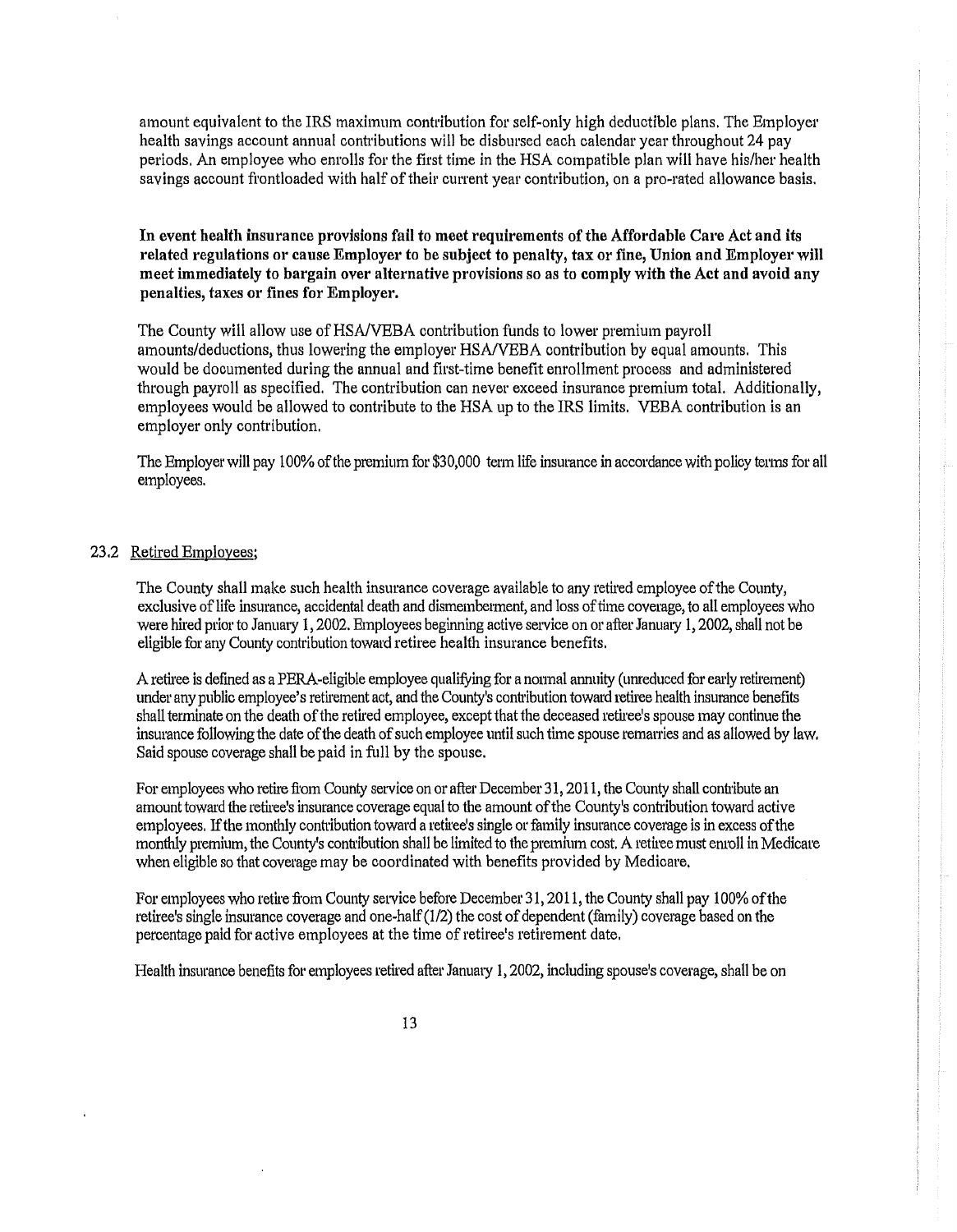amount equivalent to the IRS maximum contribution for self-only high deductible plans. The Employer health savings account annual contributions will be disbursed each calendar year throughout 24 pay periods. An employee who enrolls for the first time in the HSA compatible plan will have his/her health savings account frontloaded with half of their current year contribution, on a pro-rated allowance basis.

**In event health insurance provisions fail to meet requirements of the Affordable Care Act and its related regulations or cause Employer to be subject to penalty, tax or fine, Union and Employer will meet immediately to bargain over alternative provisions so as to comply with the Act and avoid any penalties, taxes or fines for Employer.**

The County will allow use of HSA/VEBA contribution funds to lower premium payroll amounts/deductions, thus lowering the employer HSA/VEBA contribution by equal amounts. This would be documented during the annual and first-time benefit enrollment process and administered through payroll as specified. The contribution can never exceed insurance premium total. Additionally, employees would be allowed to contribute to the HSA up to the IRS limits. VEBA contribution is an employer only contribution.

The Employer will pay 100% of the premium for $30,000 term life insurance in accordance with policy terms for all employees.

23.2 Retired Employees;

The County shall make such health insurance coverage available to any retired employee of the County, exclusive of life insurance, accidental death and dismemberment, and loss of time coverage, to all employees who were hired prior to January 1, 2002. Employees beginning active service on or after January 1, 2002, shall not be eligible for any County contribution toward retiree health insurance benefits.

A retiree is defined as a PERA-eligible employee qualifying for a normal annuity (unreduced for early retirement) under any public employee's retirement act, and the County's contribution toward retiree health insurance benefits shall terminate on the death of the retired employee, except that the deceased retiree's spouse may continue the insurance following the date of the death of such employee until such time spouse remarries and as allowed by law. Said spouse coverage shall be paid in full by the spouse.

For employees who retire from County service on or after December 31, 2011, the County shall contribute an amount toward the retiree's insurance coverage equal to the amount of the County's contribution toward active employees. If the monthly contribution toward a retiree's single or family insurance coverage is in excess of the monthly premium, the County's contribution shall be limited to the premium cost. A retiree must enroll in Medicare when eligible so that coverage may be coordinated with benefits provided by Medicare.

For employees who retire from County service before December 31, 2011, the County shall pay 100% of the retiree's single insurance coverage and one-half (1/2) the cost of dependent (family) coverage based on the percentage paid for active employees at the time of retiree's retirement date.

Health insurance benefits for employees retired after January 1, 2002, including spouse's coverage, shall be on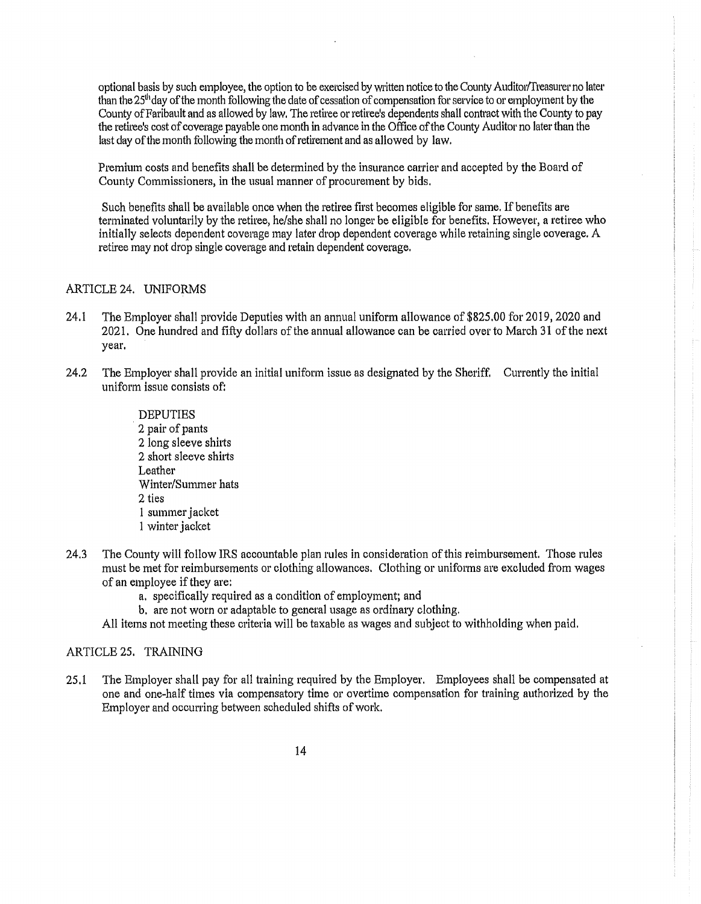optional basis by such employee, the option to be exercised by written notice to the County Auditor/Treasurer no later than the 25th day of the month following the date of cessation of compensation for service to or employment by the County of Faribault and as allowed by law. The retiree or retiree's dependents shall contract with the County to pay the retiree's cost of coverage payable one month in advance in the Office of the County Auditor no later than the last day of the month following the month of retirement and as allowed by law.

Premium costs and benefits shall be determined by the insurance carrier and accepted by the Board of County Commissioners, in the usual manner of procurement by bids.

Such benefits shall be available once when the retiree first becomes eligible for same. If benefits are terminated voluntarily by the retiree, he/she shall no longer be eligible for benefits. However, a retiree who initially selects dependent coverage may later drop dependent coverage while retaining single coverage. A retiree may not drop single coverage and retain dependent coverage.

## ARTICLE 24. UNIFORMS

24.1 The Employer shall provide Deputies with an annual uniform allowance of $825.00 for 2019, 2020 and 2021. One hundred and fifty dollars of the annual allowance can be carried over to March 31 of the next year.

24.2 The Employer shall provide an initial uniform issue as designated by the Sheriff. Currently the initial uniform issue consists of:

DEPUTIES
2 pair of pants
2 long sleeve shirts
2 short sleeve shirts
Leather
Winter/Summer hats
2 ties
1 summer jacket
1 winter jacket

24.3 The County will follow IRS accountable plan rules in consideration of this reimbursement. Those rules must be met for reimbursements or clothing allowances. Clothing or uniforms are excluded from wages of an employee if they are:

a. specifically required as a condition of employment; and
b. are not worn or adaptable to general usage as ordinary clothing.

All items not meeting these criteria will be taxable as wages and subject to withholding when paid.

## ARTICLE 25. TRAINING

25.1 The Employer shall pay for all training required by the Employer. Employees shall be compensated at one and one-half times via compensatory time or overtime compensation for training authorized by the Employer and occurring between scheduled shifts of work.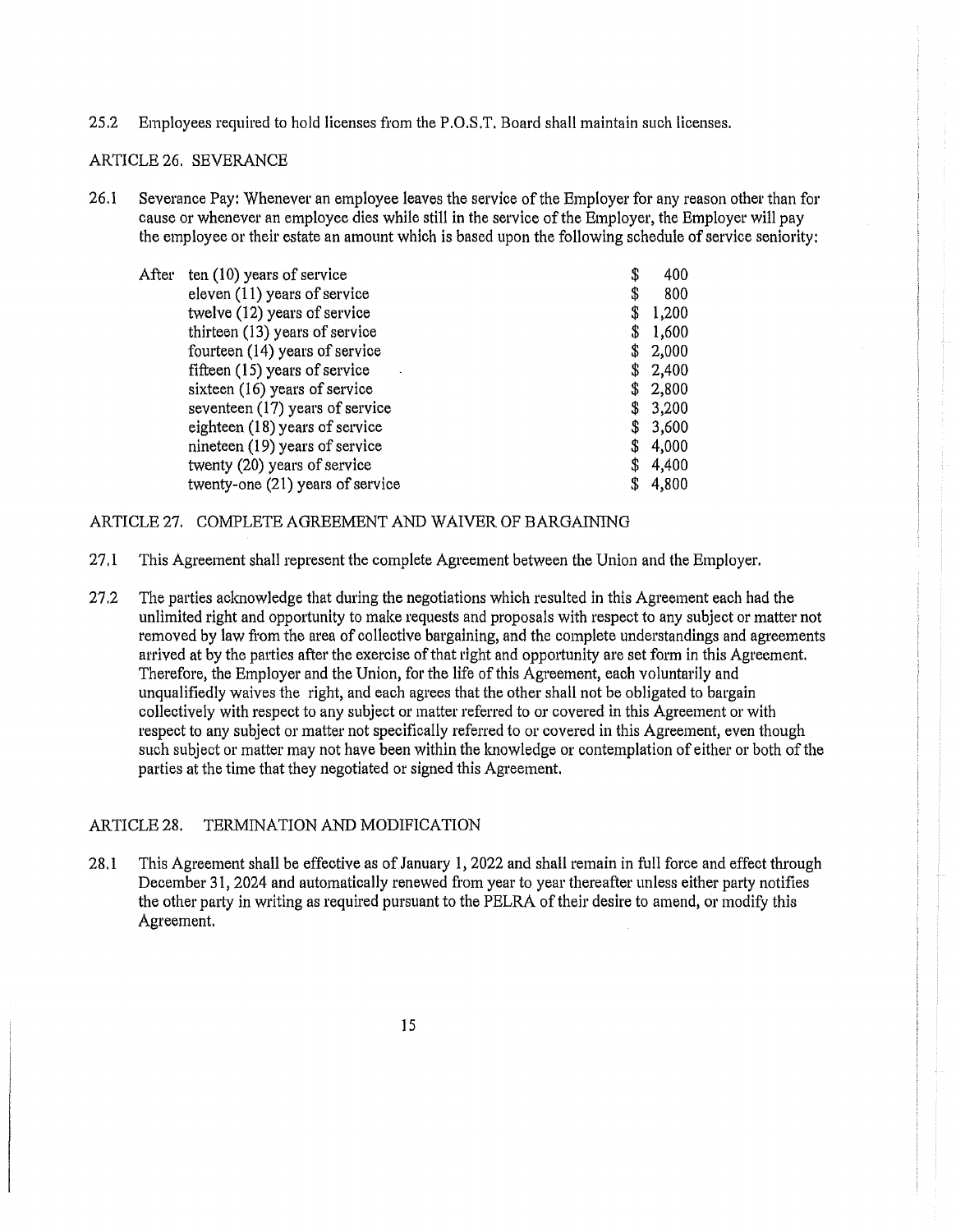25.2 Employees required to hold licenses from the P.O.S.T. Board shall maintain such licenses.

## ARTICLE 26. SEVERANCE

26.1 Severance Pay: Whenever an employee leaves the service of the Employer for any reason other than for cause or whenever an employee dies while still in the service of the Employer, the Employer will pay the employee or their estate an amount which is based upon the following schedule of service seniority:

| | | |
|---|---|---|
| After | ten (10) years of service | $ 400 |
| | eleven (11) years of service | $ 800 |
| | twelve (12) years of service | $ 1,200 |
| | thirteen (13) years of service | $ 1,600 |
| | fourteen (14) years of service | $ 2,000 |
| | fifteen (15) years of service | $ 2,400 |
| | sixteen (16) years of service | $ 2,800 |
| | seventeen (17) years of service | $ 3,200 |
| | eighteen (18) years of service | $ 3,600 |
| | nineteen (19) years of service | $ 4,000 |
| | twenty (20) years of service | $ 4,400 |
| | twenty-one (21) years of service | $ 4,800 |

## ARTICLE 27. COMPLETE AGREEMENT AND WAIVER OF BARGAINING

27.1 This Agreement shall represent the complete Agreement between the Union and the Employer.

27.2 The parties acknowledge that during the negotiations which resulted in this Agreement each had the unlimited right and opportunity to make requests and proposals with respect to any subject or matter not removed by law from the area of collective bargaining, and the complete understandings and agreements arrived at by the parties after the exercise of that right and opportunity are set form in this Agreement. Therefore, the Employer and the Union, for the life of this Agreement, each voluntarily and unqualifiedly waives the right, and each agrees that the other shall not be obligated to bargain collectively with respect to any subject or matter referred to or covered in this Agreement or with respect to any subject or matter not specifically referred to or covered in this Agreement, even though such subject or matter may not have been within the knowledge or contemplation of either or both of the parties at the time that they negotiated or signed this Agreement.

## ARTICLE 28. TERMINATION AND MODIFICATION

28.1 This Agreement shall be effective as of January 1, 2022 and shall remain in full force and effect through December 31, 2024 and automatically renewed from year to year thereafter unless either party notifies the other party in writing as required pursuant to the PELRA of their desire to amend, or modify this Agreement.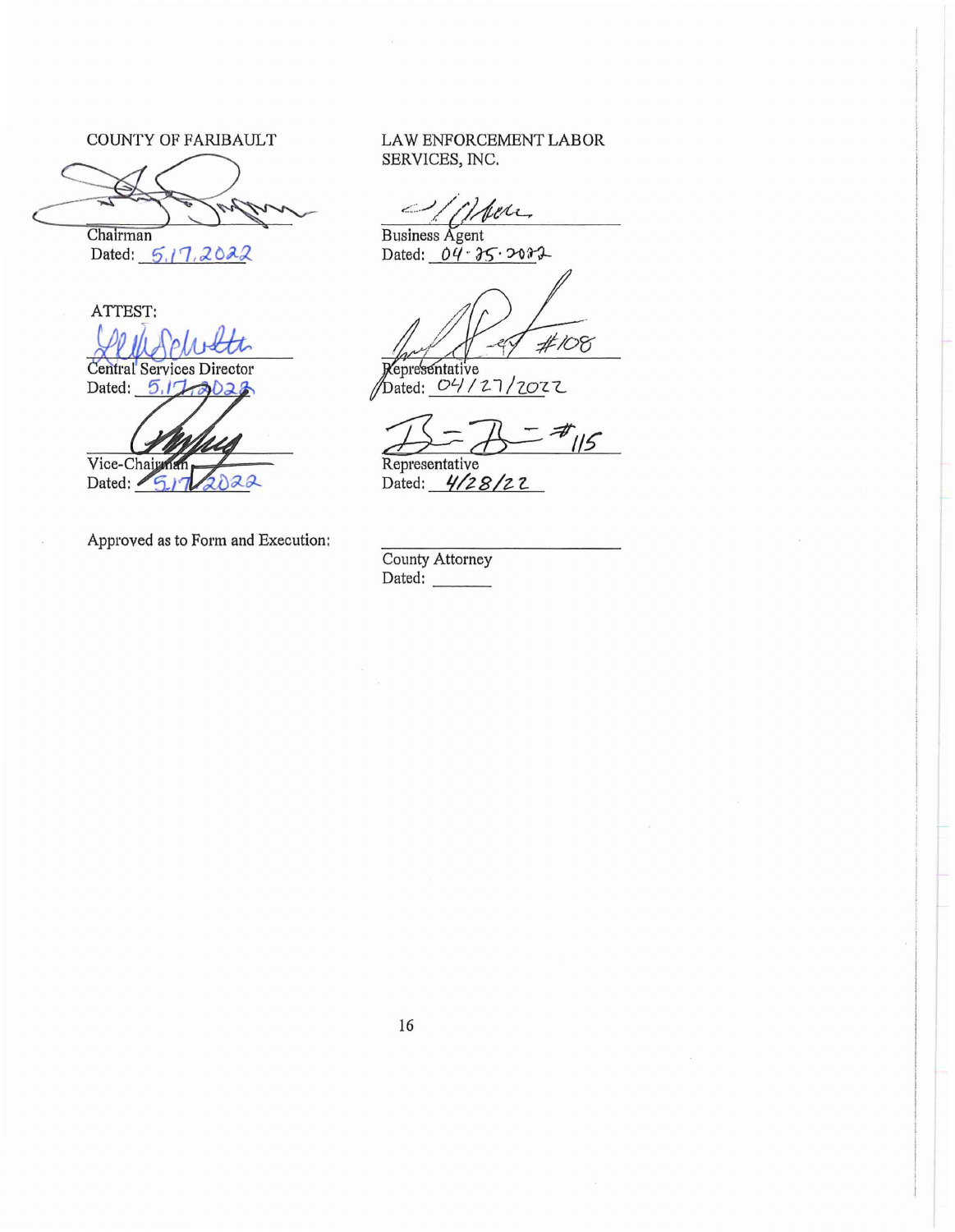COUNTY OF FARIBAULT

______________________
Chairman
Dated: 5.17.2022

ATTEST:

______________________
Central Services Director
Dated: 5.17.2022

______________________
Vice-Chairman
Dated: 5.17.2022

Approved as to Form and Execution:

LAW ENFORCEMENT LABOR SERVICES, INC.

______________________
Business Agent
Dated: 04-25-2022

______________________ #108
Representative
Dated: 04/27/2022

______________________ #115
Representative
Dated: 4/28/22

______________________
County Attorney
Dated: ______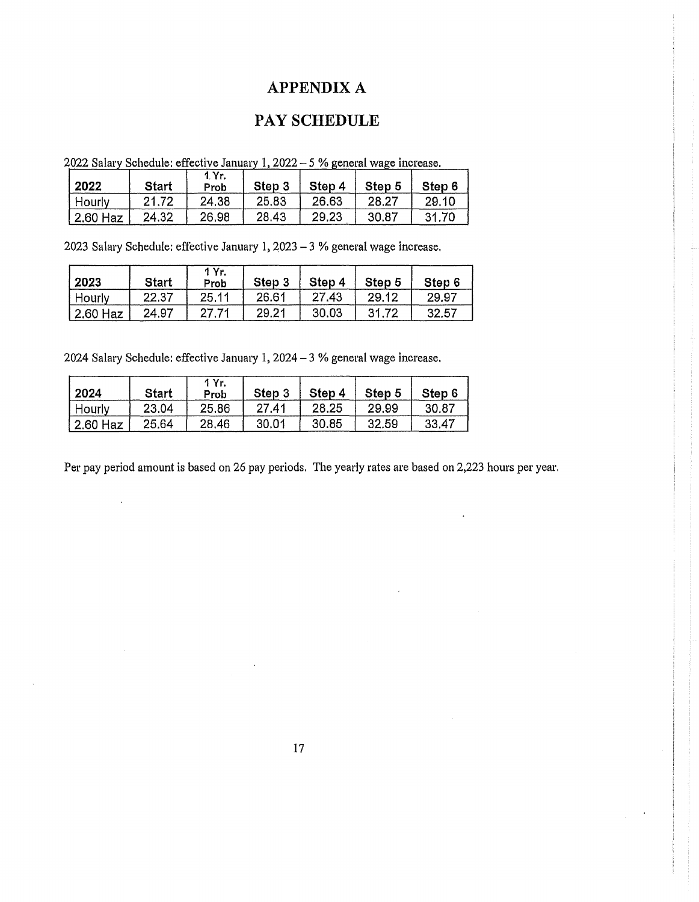# APPENDIX A

# PAY SCHEDULE

2022 Salary Schedule: effective January 1, 2022 – 5 % general wage increase.

| 2022 | Start | 1 Yr. Prob | Step 3 | Step 4 | Step 5 | Step 6 |
|---|---|---|---|---|---|---|
| Hourly | 21.72 | 24.38 | 25.83 | 26.63 | 28.27 | 29.10 |
| 2.60 Haz | 24.32 | 26.98 | 28.43 | 29.23 | 30.87 | 31.70 |

2023 Salary Schedule: effective January 1, 2023 – 3 % general wage increase.

| 2023 | Start | 1 Yr. Prob | Step 3 | Step 4 | Step 5 | Step 6 |
|---|---|---|---|---|---|---|
| Hourly | 22.37 | 25.11 | 26.61 | 27.43 | 29.12 | 29.97 |
| 2.60 Haz | 24.97 | 27.71 | 29.21 | 30.03 | 31.72 | 32.57 |

2024 Salary Schedule: effective January 1, 2024 – 3 % general wage increase.

| 2024 | Start | 1 Yr. Prob | Step 3 | Step 4 | Step 5 | Step 6 |
|---|---|---|---|---|---|---|
| Hourly | 23.04 | 25.86 | 27.41 | 28.25 | 29.99 | 30.87 |
| 2.60 Haz | 25.64 | 28.46 | 30.01 | 30.85 | 32.59 | 33.47 |

Per pay period amount is based on 26 pay periods. The yearly rates are based on 2,223 hours per year.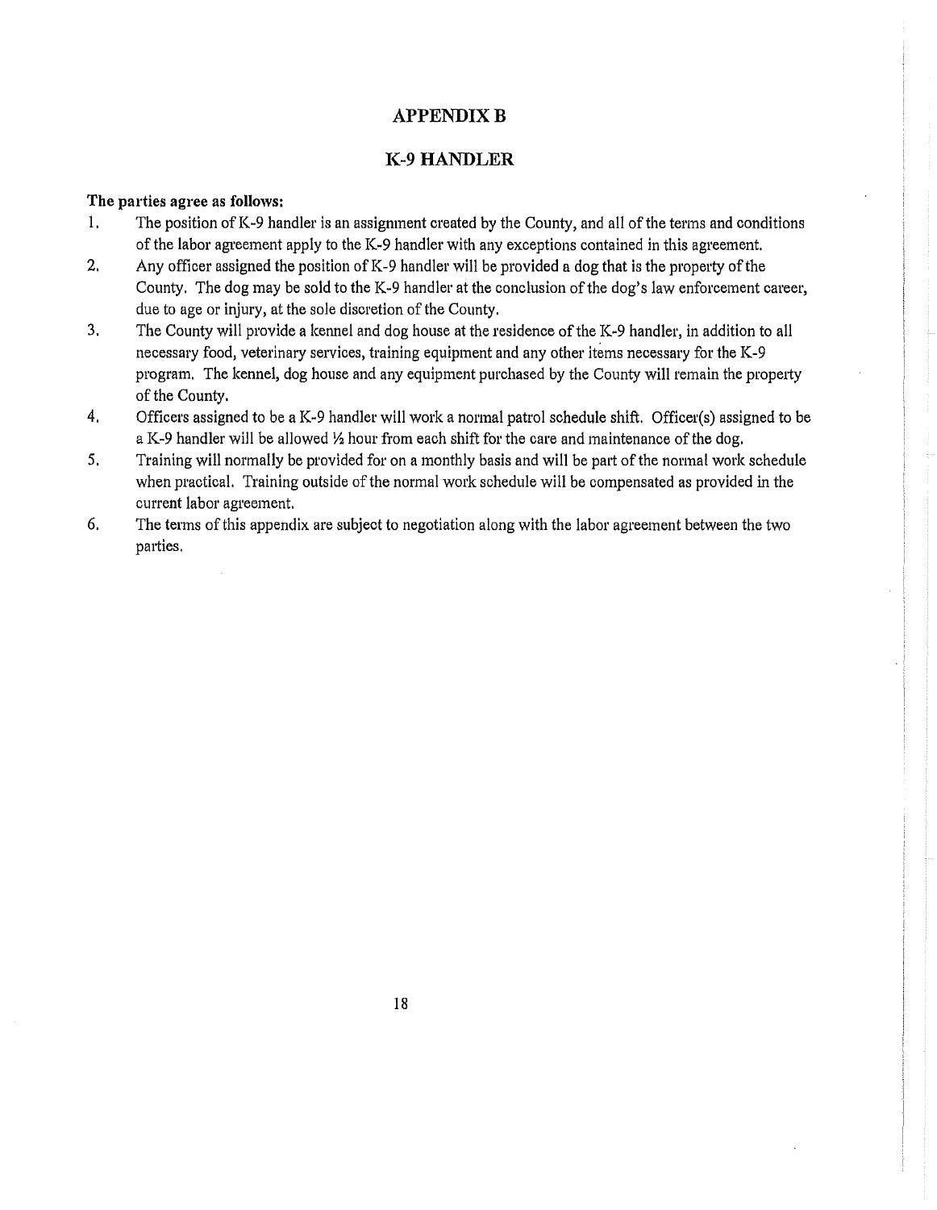# APPENDIX B

## K-9 HANDLER

**The parties agree as follows:**

1. The position of K-9 handler is an assignment created by the County, and all of the terms and conditions of the labor agreement apply to the K-9 handler with any exceptions contained in this agreement.
2. Any officer assigned the position of K-9 handler will be provided a dog that is the property of the County. The dog may be sold to the K-9 handler at the conclusion of the dog's law enforcement career, due to age or injury, at the sole discretion of the County.
3. The County will provide a kennel and dog house at the residence of the K-9 handler, in addition to all necessary food, veterinary services, training equipment and any other items necessary for the K-9 program. The kennel, dog house and any equipment purchased by the County will remain the property of the County.
4. Officers assigned to be a K-9 handler will work a normal patrol schedule shift. Officer(s) assigned to be a K-9 handler will be allowed ½ hour from each shift for the care and maintenance of the dog.
5. Training will normally be provided for on a monthly basis and will be part of the normal work schedule when practical. Training outside of the normal work schedule will be compensated as provided in the current labor agreement.
6. The terms of this appendix are subject to negotiation along with the labor agreement between the two parties.